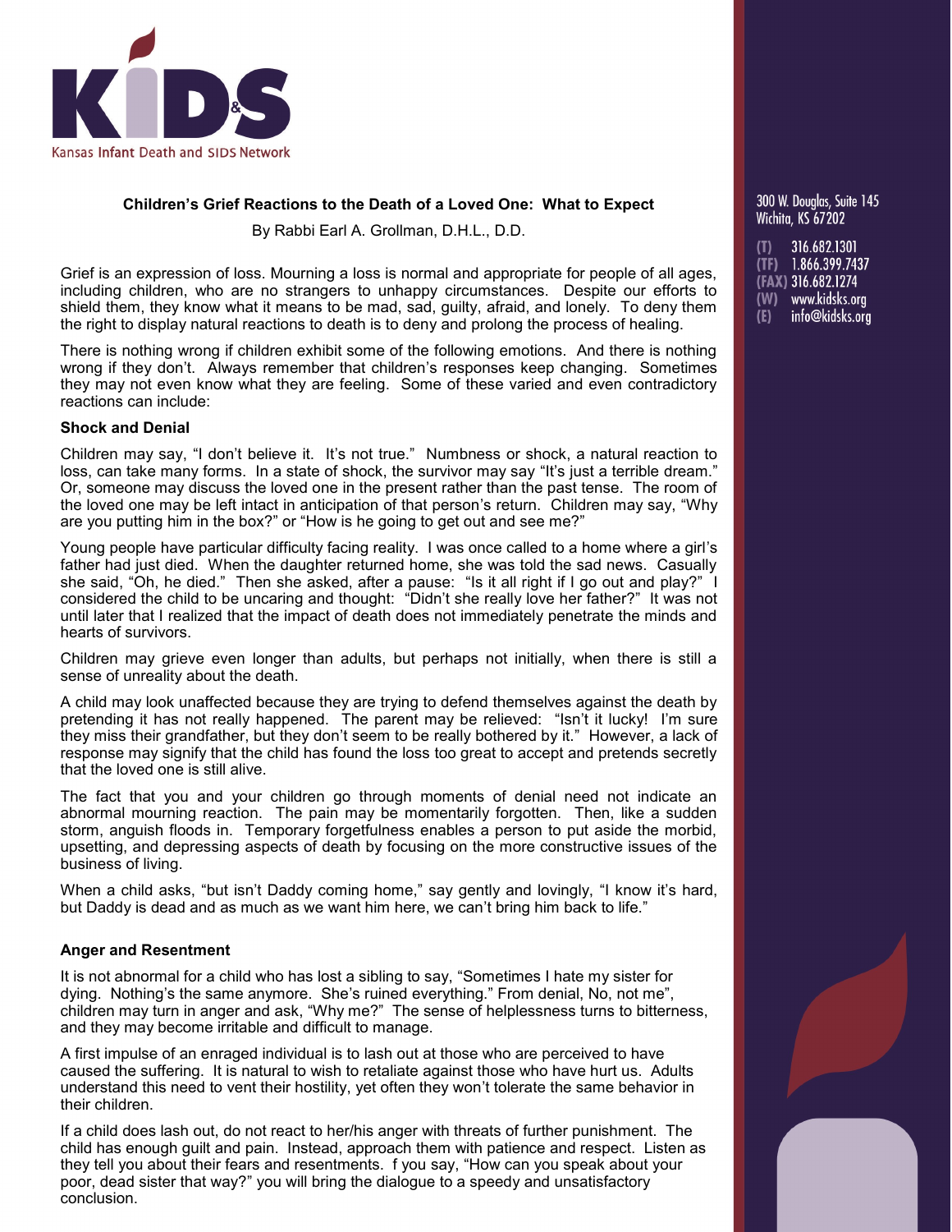Kansas Infant Death and SIDS Network

300 W. Douglas, Suite 145
Wichita, KS 67202

(T) 316.682.1301
(TF) 1.866.399.7437
(FAX) 316.682.1274
(W) www.kidsks.org
(E) info@kidsks.org

**Children's Grief Reactions to the Death of a Loved One: What to Expect**

By Rabbi Earl A. Grollman, D.H.L., D.D.

Grief is an expression of loss. Mourning a loss is normal and appropriate for people of all ages, including children, who are no strangers to unhappy circumstances. Despite our efforts to shield them, they know what it means to be mad, sad, guilty, afraid, and lonely. To deny them the right to display natural reactions to death is to deny and prolong the process of healing.

There is nothing wrong if children exhibit some of the following emotions. And there is nothing wrong if they don't. Always remember that children's responses keep changing. Sometimes they may not even know what they are feeling. Some of these varied and even contradictory reactions can include:

**Shock and Denial**

Children may say, "I don't believe it. It's not true." Numbness or shock, a natural reaction to loss, can take many forms. In a state of shock, the survivor may say "It's just a terrible dream." Or, someone may discuss the loved one in the present rather than the past tense. The room of the loved one may be left intact in anticipation of that person's return. Children may say, "Why are you putting him in the box?" or "How is he going to get out and see me?"

Young people have particular difficulty facing reality. I was once called to a home where a girl's father had just died. When the daughter returned home, she was told the sad news. Casually she said, "Oh, he died." Then she asked, after a pause: "Is it all right if I go out and play?" I considered the child to be uncaring and thought: "Didn't she really love her father?" It was not until later that I realized that the impact of death does not immediately penetrate the minds and hearts of survivors.

Children may grieve even longer than adults, but perhaps not initially, when there is still a sense of unreality about the death.

A child may look unaffected because they are trying to defend themselves against the death by pretending it has not really happened. The parent may be relieved: "Isn't it lucky! I'm sure they miss their grandfather, but they don't seem to be really bothered by it." However, a lack of response may signify that the child has found the loss too great to accept and pretends secretly that the loved one is still alive.

The fact that you and your children go through moments of denial need not indicate an abnormal mourning reaction. The pain may be momentarily forgotten. Then, like a sudden storm, anguish floods in. Temporary forgetfulness enables a person to put aside the morbid, upsetting, and depressing aspects of death by focusing on the more constructive issues of the business of living.

When a child asks, "but isn't Daddy coming home," say gently and lovingly, "I know it's hard, but Daddy is dead and as much as we want him here, we can't bring him back to life."

**Anger and Resentment**

It is not abnormal for a child who has lost a sibling to say, "Sometimes I hate my sister for dying. Nothing's the same anymore. She's ruined everything." From denial, No, not me", children may turn in anger and ask, "Why me?" The sense of helplessness turns to bitterness, and they may become irritable and difficult to manage.

A first impulse of an enraged individual is to lash out at those who are perceived to have caused the suffering. It is natural to wish to retaliate against those who have hurt us. Adults understand this need to vent their hostility, yet often they won't tolerate the same behavior in their children.

If a child does lash out, do not react to her/his anger with threats of further punishment. The child has enough guilt and pain. Instead, approach them with patience and respect. Listen as they tell you about their fears and resentments. f you say, "How can you speak about your poor, dead sister that way?" you will bring the dialogue to a speedy and unsatisfactory conclusion.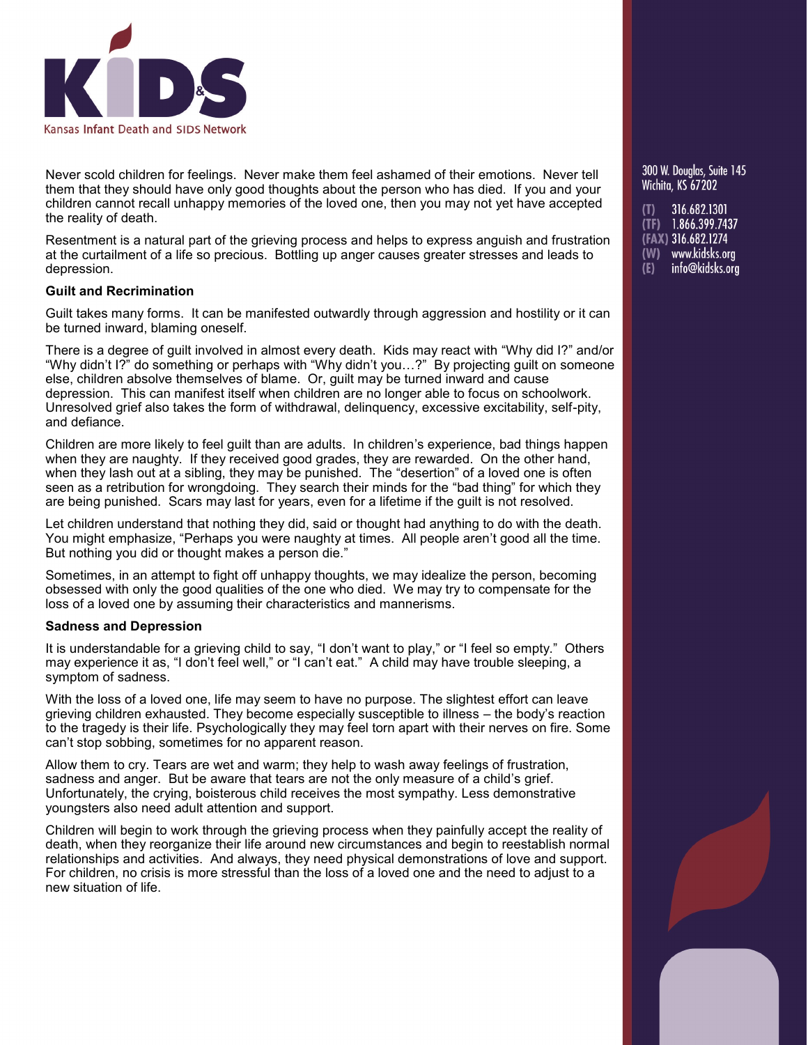Never scold children for feelings. Never make them feel ashamed of their emotions. Never tell them that they should have only good thoughts about the person who has died. If you and your children cannot recall unhappy memories of the loved one, then you may not yet have accepted the reality of death.

Resentment is a natural part of the grieving process and helps to express anguish and frustration at the curtailment of a life so precious. Bottling up anger causes greater stresses and leads to depression.

**Guilt and Recrimination**

Guilt takes many forms. It can be manifested outwardly through aggression and hostility or it can be turned inward, blaming oneself.

There is a degree of guilt involved in almost every death. Kids may react with "Why did I?" and/or "Why didn't I?" do something or perhaps with "Why didn't you…?" By projecting guilt on someone else, children absolve themselves of blame. Or, guilt may be turned inward and cause depression. This can manifest itself when children are no longer able to focus on schoolwork. Unresolved grief also takes the form of withdrawal, delinquency, excessive excitability, self-pity, and defiance.

Children are more likely to feel guilt than are adults. In children's experience, bad things happen when they are naughty. If they received good grades, they are rewarded. On the other hand, when they lash out at a sibling, they may be punished. The "desertion" of a loved one is often seen as a retribution for wrongdoing. They search their minds for the "bad thing" for which they are being punished. Scars may last for years, even for a lifetime if the guilt is not resolved.

Let children understand that nothing they did, said or thought had anything to do with the death. You might emphasize, "Perhaps you were naughty at times. All people aren't good all the time. But nothing you did or thought makes a person die."

Sometimes, in an attempt to fight off unhappy thoughts, we may idealize the person, becoming obsessed with only the good qualities of the one who died. We may try to compensate for the loss of a loved one by assuming their characteristics and mannerisms.

**Sadness and Depression**

It is understandable for a grieving child to say, "I don't want to play," or "I feel so empty." Others may experience it as, "I don't feel well," or "I can't eat." A child may have trouble sleeping, a symptom of sadness.

With the loss of a loved one, life may seem to have no purpose. The slightest effort can leave grieving children exhausted. They become especially susceptible to illness – the body's reaction to the tragedy is their life. Psychologically they may feel torn apart with their nerves on fire. Some can't stop sobbing, sometimes for no apparent reason.

Allow them to cry. Tears are wet and warm; they help to wash away feelings of frustration, sadness and anger. But be aware that tears are not the only measure of a child's grief. Unfortunately, the crying, boisterous child receives the most sympathy. Less demonstrative youngsters also need adult attention and support.

Children will begin to work through the grieving process when they painfully accept the reality of death, when they reorganize their life around new circumstances and begin to reestablish normal relationships and activities. And always, they need physical demonstrations of love and support. For children, no crisis is more stressful than the loss of a loved one and the need to adjust to a new situation of life.

300 W. Douglas, Suite 145
Wichita, KS 67202

(T) 316.682.1301
(TF) 1.866.399.7437
(FAX) 316.682.1274
(W) www.kidsks.org
(E) info@kidsks.org